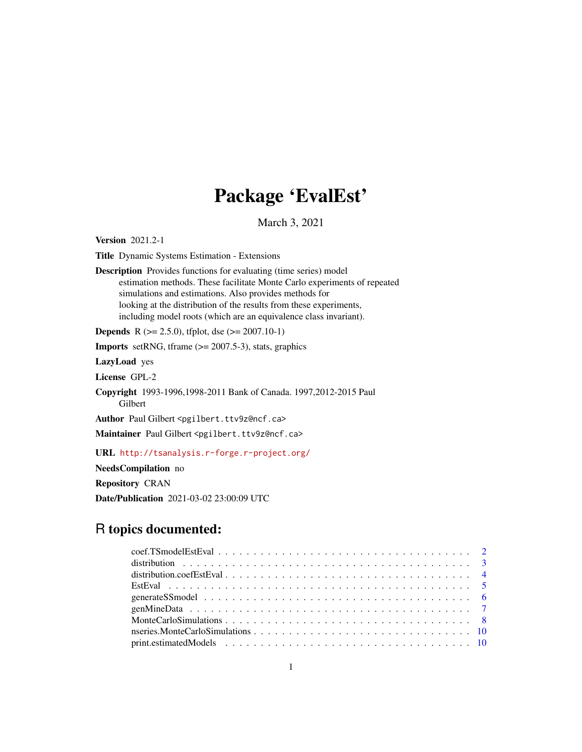# Package 'EvalEst'

March 3, 2021

**Version** 2021.2-1

**Title** Dynamic Systems Estimation - Extensions

**Description** Provides functions for evaluating (time series) model estimation methods. These facilitate Monte Carlo experiments of repeated simulations and estimations. Also provides methods for looking at the distribution of the results from these experiments, including model roots (which are an equivalence class invariant).

**Depends** R (>= 2.5.0), tfplot, dse (>= 2007.10-1)

**Imports** setRNG, tframe (>= 2007.5-3), stats, graphics

**LazyLoad** yes

**License** GPL-2

**Copyright** 1993-1996,1998-2011 Bank of Canada. 1997,2012-2015 Paul Gilbert

**Author** Paul Gilbert <pgilbert.ttv9z@ncf.ca>

**Maintainer** Paul Gilbert <pgilbert.ttv9z@ncf.ca>

**URL** http://tsanalysis.r-forge.r-project.org/

**NeedsCompilation** no

**Repository** CRAN

**Date/Publication** 2021-03-02 23:00:09 UTC

## R topics documented:

| | |
|---|---|
| coef.TSmodelEstEval | 2 |
| distribution | 3 |
| distribution.coefEstEval | 4 |
| EstEval | 5 |
| generateSSmodel | 6 |
| genMineData | 7 |
| MonteCarloSimulations | 8 |
| nseries.MonteCarloSimulations | 10 |
| print.estimatedModels | 10 |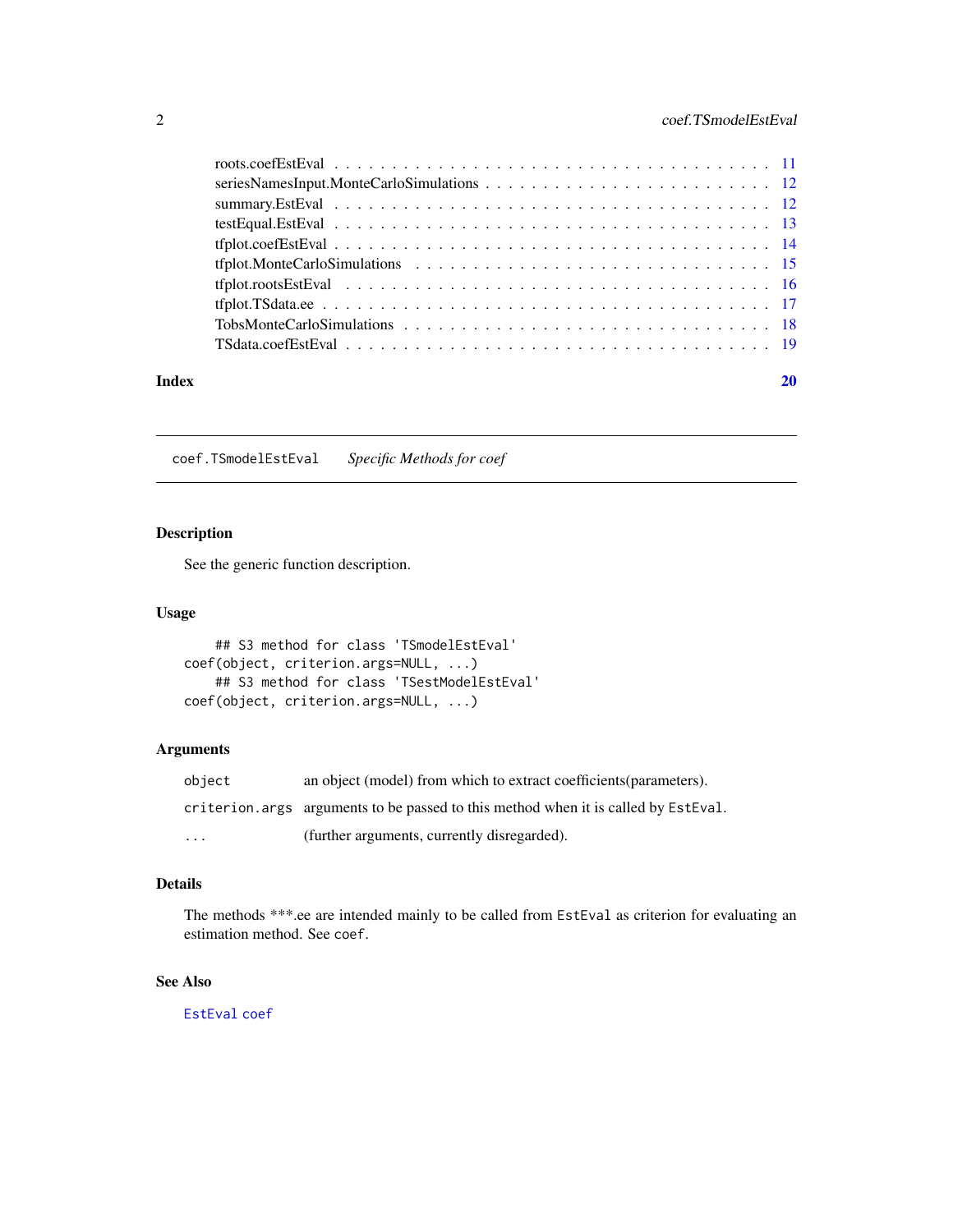roots.coefEstEval . . . . . . . . . . . . . . . . . . . . . . . . . . . . . . . . . . . . . 11
seriesNamesInput.MonteCarloSimulations . . . . . . . . . . . . . . . . . . . . . . . . . 12
summary.EstEval . . . . . . . . . . . . . . . . . . . . . . . . . . . . . . . . . . . . . . 12
testEqual.EstEval . . . . . . . . . . . . . . . . . . . . . . . . . . . . . . . . . . . . . 13
tfplot.coefEstEval . . . . . . . . . . . . . . . . . . . . . . . . . . . . . . . . . . . . . 14
tfplot.MonteCarloSimulations . . . . . . . . . . . . . . . . . . . . . . . . . . . . . . . 15
tfplot.rootsEstEval . . . . . . . . . . . . . . . . . . . . . . . . . . . . . . . . . . . . 16
tfplot.TSdata.ee . . . . . . . . . . . . . . . . . . . . . . . . . . . . . . . . . . . . . . 17
TobsMonteCarloSimulations . . . . . . . . . . . . . . . . . . . . . . . . . . . . . . . . 18
TSdata.coefEstEval . . . . . . . . . . . . . . . . . . . . . . . . . . . . . . . . . . . . . 19

**Index** **20**

---

## coef.TSmodelEstEval — *Specific Methods for coef*

### Description

See the generic function description.

### Usage

```
    ## S3 method for class 'TSmodelEstEval'
coef(object, criterion.args=NULL, ...)
    ## S3 method for class 'TSestModelEstEval'
coef(object, criterion.args=NULL, ...)
```

### Arguments

| | |
|---|---|
| `object` | an object (model) from which to extract coefficients(parameters). |
| `criterion.args` | arguments to be passed to this method when it is called by `EstEval`. |
| `...` | (further arguments, currently disregarded). |

### Details

The methods ***.ee are intended mainly to be called from `EstEval` as criterion for evaluating an estimation method. See `coef`.

### See Also

`EstEval` `coef`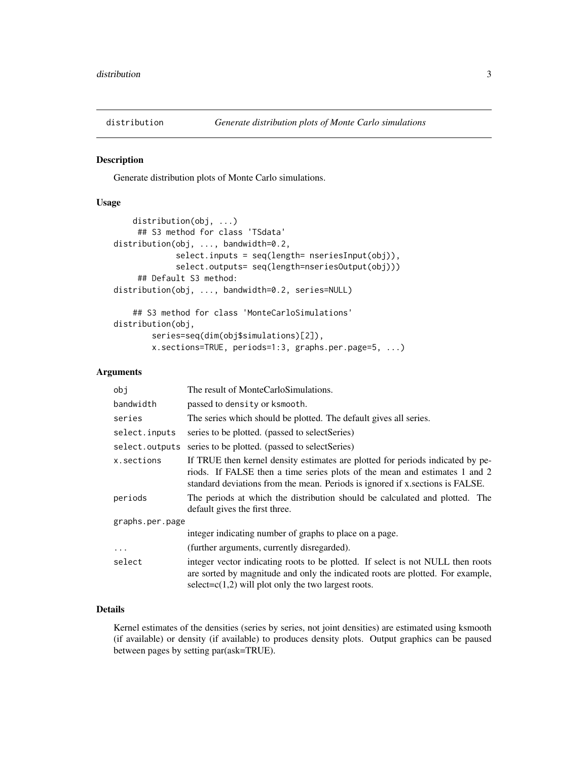# distribution — *Generate distribution plots of Monte Carlo simulations*

## Description

Generate distribution plots of Monte Carlo simulations.

## Usage

```
     distribution(obj, ...)
      ## S3 method for class 'TSdata'
distribution(obj, ..., bandwidth=0.2,
             select.inputs = seq(length= nseriesInput(obj)),
             select.outputs= seq(length=nseriesOutput(obj)))
      ## Default S3 method:
distribution(obj, ..., bandwidth=0.2, series=NULL)

     ## S3 method for class 'MonteCarloSimulations'
distribution(obj,
        series=seq(dim(obj$simulations)[2]),
        x.sections=TRUE, periods=1:3, graphs.per.page=5, ...)
```

## Arguments

| | |
|---|---|
| `obj` | The result of MonteCarloSimulations. |
| `bandwidth` | passed to `density` or `ksmooth`. |
| `series` | The series which should be plotted. The default gives all series. |
| `select.inputs` | series to be plotted. (passed to selectSeries) |
| `select.outputs` | series to be plotted. (passed to selectSeries) |
| `x.sections` | If TRUE then kernel density estimates are plotted for periods indicated by periods. If FALSE then a time series plots of the mean and estimates 1 and 2 standard deviations from the mean. Periods is ignored if x.sections is FALSE. |
| `periods` | The periods at which the distribution should be calculated and plotted. The default gives the first three. |
| `graphs.per.page` | integer indicating number of graphs to place on a page. |
| `...` | (further arguments, currently disregarded). |
| `select` | integer vector indicating roots to be plotted. If select is not NULL then roots are sorted by magnitude and only the indicated roots are plotted. For example, select=c(1,2) will plot only the two largest roots. |

## Details

Kernel estimates of the densities (series by series, not joint densities) are estimated using ksmooth (if available) or density (if available) to produces density plots. Output graphics can be paused between pages by setting par(ask=TRUE).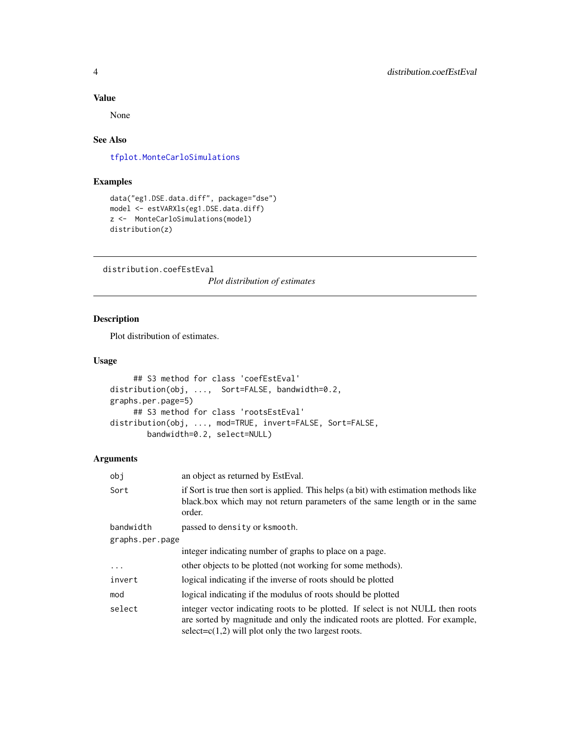## Value

None

## See Also

tfplot.MonteCarloSimulations

## Examples

```
data("eg1.DSE.data.diff", package="dse")
model <- estVARXls(eg1.DSE.data.diff)
z <-  MonteCarloSimulations(model)
distribution(z)
```

---

## distribution.coefEstEval

*Plot distribution of estimates*

---

### Description

Plot distribution of estimates.

### Usage

```
     ## S3 method for class 'coefEstEval'
distribution(obj, ...,  Sort=FALSE, bandwidth=0.2,
graphs.per.page=5)
     ## S3 method for class 'rootsEstEval'
distribution(obj, ..., mod=TRUE, invert=FALSE, Sort=FALSE,
        bandwidth=0.2, select=NULL)
```

### Arguments

| | |
|---|---|
| obj | an object as returned by EstEval. |
| Sort | if Sort is true then sort is applied. This helps (a bit) with estimation methods like black.box which may not return parameters of the same length or in the same order. |
| bandwidth | passed to density or ksmooth. |
| graphs.per.page | integer indicating number of graphs to place on a page. |
| ... | other objects to be plotted (not working for some methods). |
| invert | logical indicating if the inverse of roots should be plotted |
| mod | logical indicating if the modulus of roots should be plotted |
| select | integer vector indicating roots to be plotted. If select is not NULL then roots are sorted by magnitude and only the indicated roots are plotted. For example, select=c(1,2) will plot only the two largest roots. |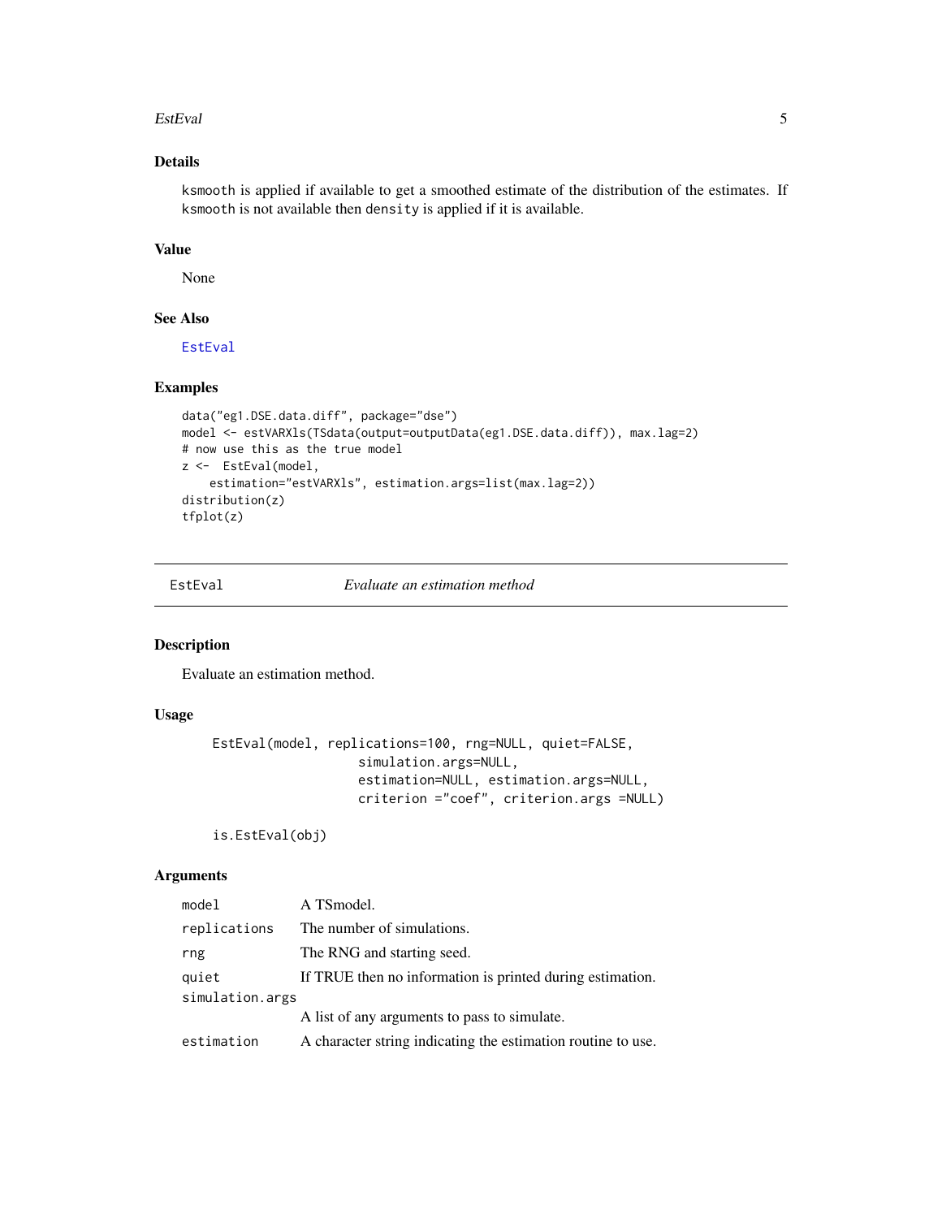### Details

ksmooth is applied if available to get a smoothed estimate of the distribution of the estimates. If ksmooth is not available then density is applied if it is available.

### Value

None

### See Also

EstEval

### Examples

```
data("eg1.DSE.data.diff", package="dse")
model <- estVARXls(TSdata(output=outputData(eg1.DSE.data.diff)), max.lag=2)
# now use this as the true model
z <-  EstEval(model,
    estimation="estVARXls", estimation.args=list(max.lag=2))
distribution(z)
tfplot(z)
```

---

## EstEval *Evaluate an estimation method*

### Description

Evaluate an estimation method.

### Usage

```
EstEval(model, replications=100, rng=NULL, quiet=FALSE,
                 simulation.args=NULL,
                 estimation=NULL, estimation.args=NULL,
                 criterion ="coef", criterion.args =NULL)

is.EstEval(obj)
```

### Arguments

| | |
|---|---|
| model | A TSmodel. |
| replications | The number of simulations. |
| rng | The RNG and starting seed. |
| quiet | If TRUE then no information is printed during estimation. |
| simulation.args | A list of any arguments to pass to simulate. |
| estimation | A character string indicating the estimation routine to use. |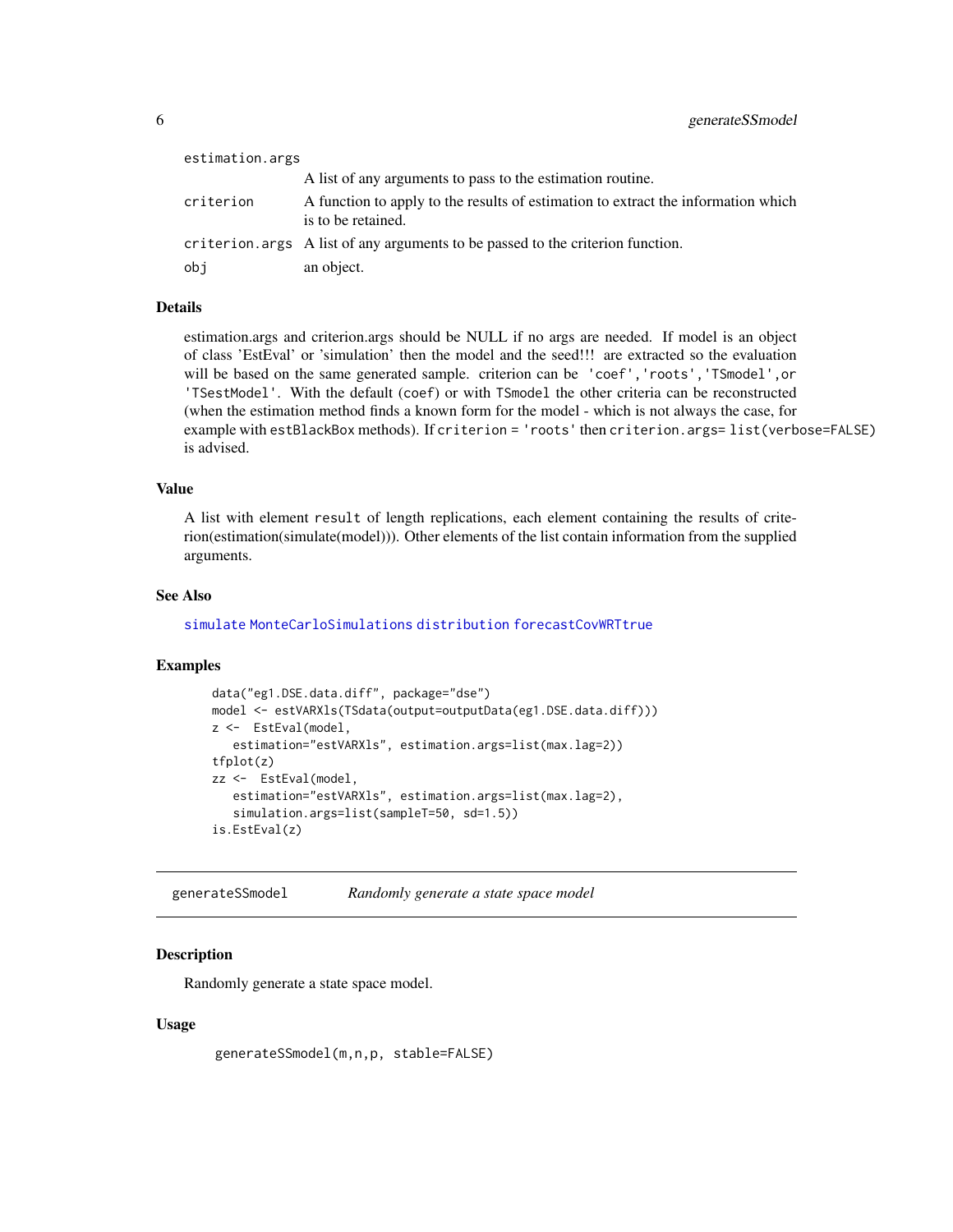| | |
|---|---|
| estimation.args | A list of any arguments to pass to the estimation routine. |
| criterion | A function to apply to the results of estimation to extract the information which is to be retained. |
| criterion.args | A list of any arguments to be passed to the criterion function. |
| obj | an object. |

### Details

estimation.args and criterion.args should be NULL if no args are needed. If model is an object of class 'EstEval' or 'simulation' then the model and the seed!!! are extracted so the evaluation will be based on the same generated sample. criterion can be `'coef'`,`'roots'`,`'TSmodel'`,or `'TSestModel'`. With the default (`coef`) or with `TSmodel` the other criteria can be reconstructed (when the estimation method finds a known form for the model - which is not always the case, for example with `estBlackBox` methods). If `criterion = 'roots'` then `criterion.args= list(verbose=FALSE)` is advised.

### Value

A list with element `result` of length replications, each element containing the results of criterion(estimation(simulate(model))). Other elements of the list contain information from the supplied arguments.

### See Also

`simulate` `MonteCarloSimulations` `distribution` `forecastCovWRTtrue`

### Examples

```
data("eg1.DSE.data.diff", package="dse")
model <- estVARXls(TSdata(output=outputData(eg1.DSE.data.diff)))
z <-  EstEval(model,
   estimation="estVARXls", estimation.args=list(max.lag=2))
tfplot(z)
zz <-  EstEval(model,
   estimation="estVARXls", estimation.args=list(max.lag=2),
   simulation.args=list(sampleT=50, sd=1.5))
is.EstEval(z)
```

---

## generateSSmodel    *Randomly generate a state space model*

### Description

Randomly generate a state space model.

### Usage

```
generateSSmodel(m,n,p, stable=FALSE)
```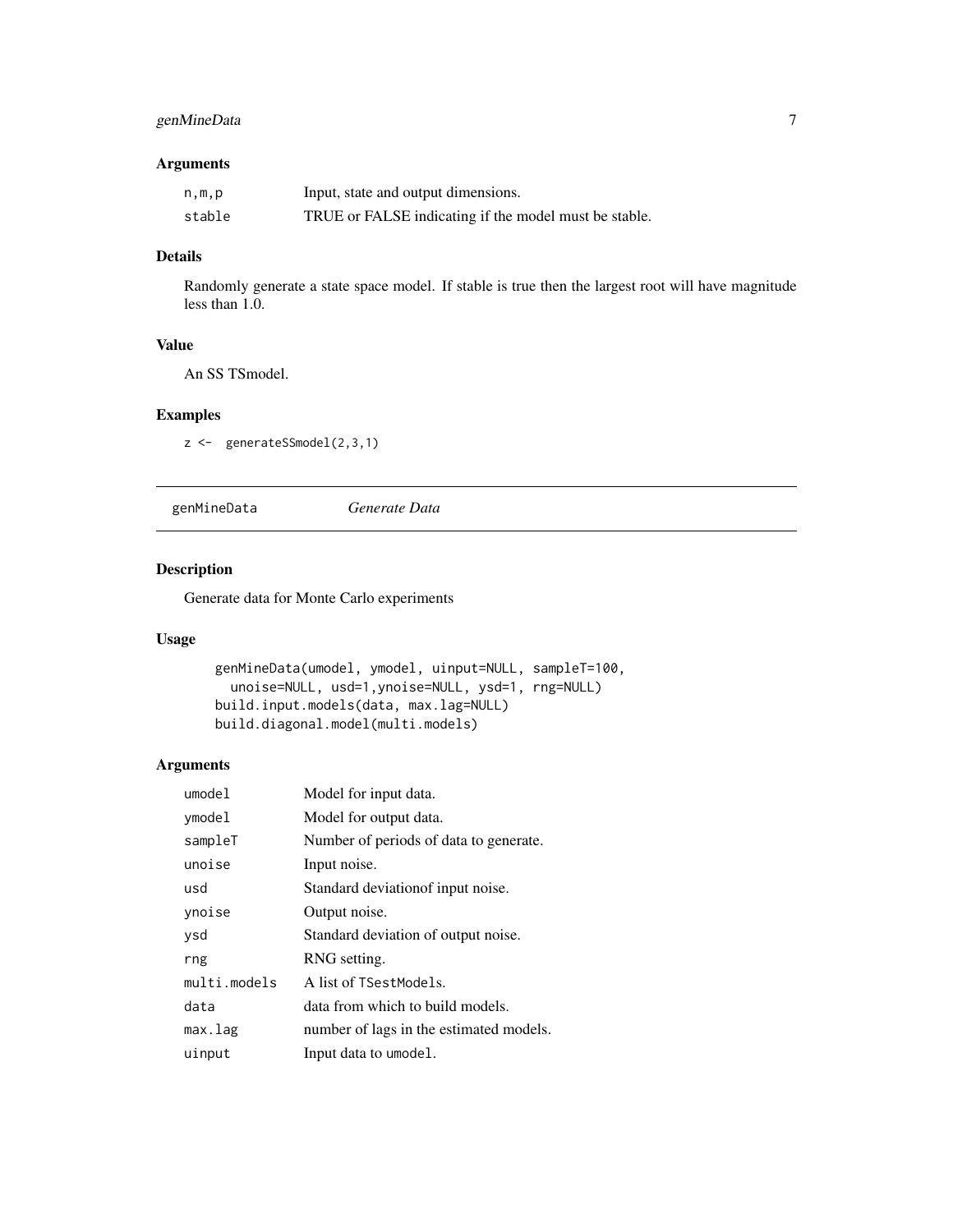### Arguments

| | |
|---|---|
| n,m,p | Input, state and output dimensions. |
| stable | TRUE or FALSE indicating if the model must be stable. |

### Details

Randomly generate a state space model. If stable is true then the largest root will have magnitude less than 1.0.

### Value

An SS TSmodel.

### Examples

```
z <-  generateSSmodel(2,3,1)
```

---

## genMineData *Generate Data*

---

### Description

Generate data for Monte Carlo experiments

### Usage

```
genMineData(umodel, ymodel, uinput=NULL, sampleT=100,
  unoise=NULL, usd=1,ynoise=NULL, ysd=1, rng=NULL)
build.input.models(data, max.lag=NULL)
build.diagonal.model(multi.models)
```

### Arguments

| | |
|---|---|
| umodel | Model for input data. |
| ymodel | Model for output data. |
| sampleT | Number of periods of data to generate. |
| unoise | Input noise. |
| usd | Standard deviationof input noise. |
| ynoise | Output noise. |
| ysd | Standard deviation of output noise. |
| rng | RNG setting. |
| multi.models | A list of TSestModels. |
| data | data from which to build models. |
| max.lag | number of lags in the estimated models. |
| uinput | Input data to umodel. |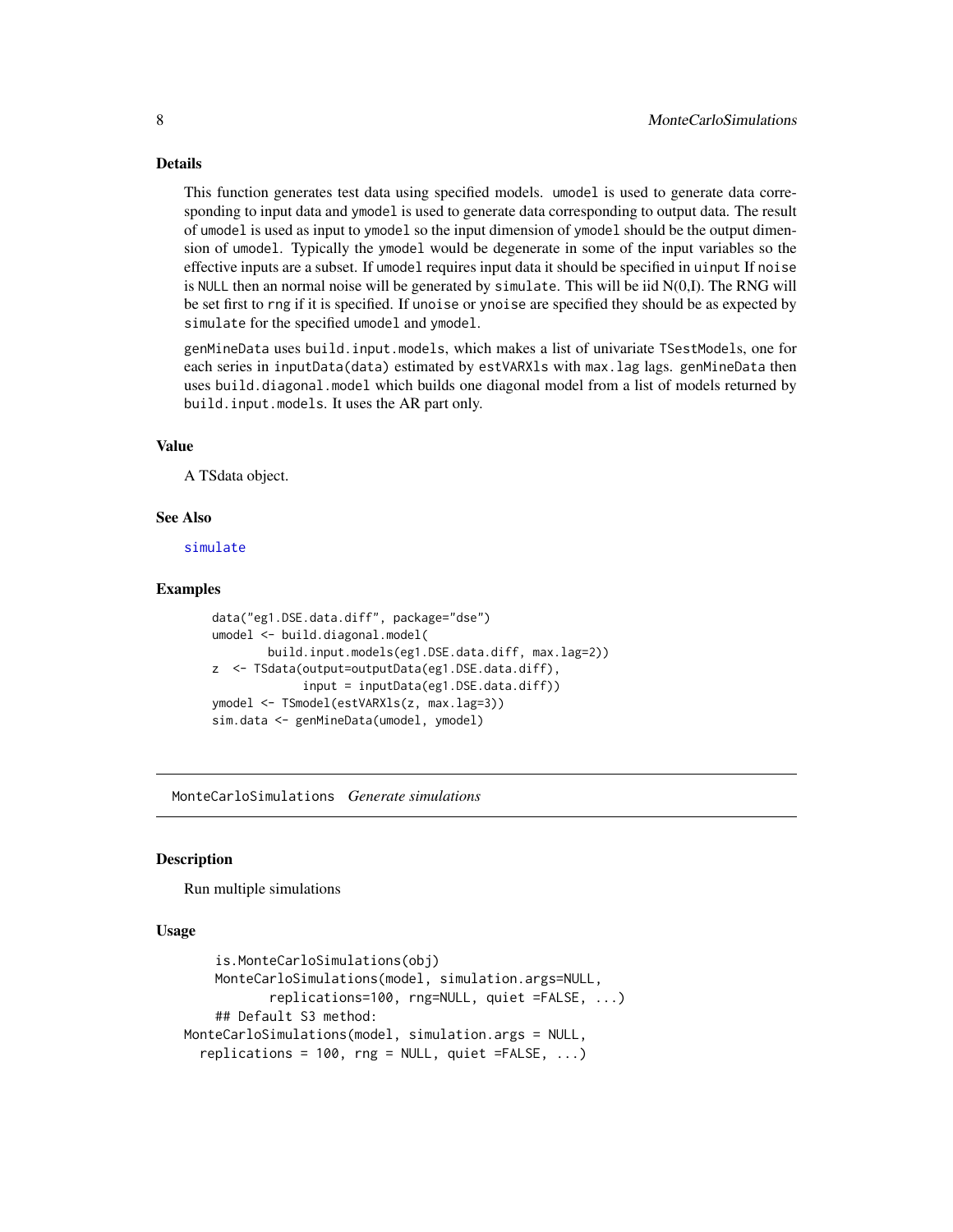## Details

This function generates test data using specified models. `umodel` is used to generate data corresponding to input data and `ymodel` is used to generate data corresponding to output data. The result of `umodel` is used as input to `ymodel` so the input dimension of `ymodel` should be the output dimension of `umodel`. Typically the `ymodel` would be degenerate in some of the input variables so the effective inputs are a subset. If `umodel` requires input data it should be specified in `uinput` If `noise` is `NULL` then an normal noise will be generated by `simulate`. This will be iid N(0,I). The RNG will be set first to `rng` if it is specified. If `unoise` or `ynoise` are specified they should be as expected by `simulate` for the specified `umodel` and `ymodel`.

`genMineData` uses `build.input.models`, which makes a list of univariate `TSestModels`, one for each series in `inputData(data)` estimated by `estVARXls` with `max.lag` lags. `genMineData` then uses `build.diagonal.model` which builds one diagonal model from a list of models returned by `build.input.models`. It uses the AR part only.

## Value

A TSdata object.

## See Also

simulate

## Examples

```
data("eg1.DSE.data.diff", package="dse")
umodel <- build.diagonal.model(
        build.input.models(eg1.DSE.data.diff, max.lag=2))
z  <- TSdata(output=outputData(eg1.DSE.data.diff),
             input = inputData(eg1.DSE.data.diff))
ymodel <- TSmodel(estVARXls(z, max.lag=3))
sim.data <- genMineData(umodel, ymodel)
```

---

# MonteCarloSimulations *Generate simulations*

## Description

Run multiple simulations

## Usage

```
    is.MonteCarloSimulations(obj)
    MonteCarloSimulations(model, simulation.args=NULL,
           replications=100, rng=NULL, quiet =FALSE, ...)
    ## Default S3 method:
MonteCarloSimulations(model, simulation.args = NULL,
  replications = 100, rng = NULL, quiet =FALSE, ...)
```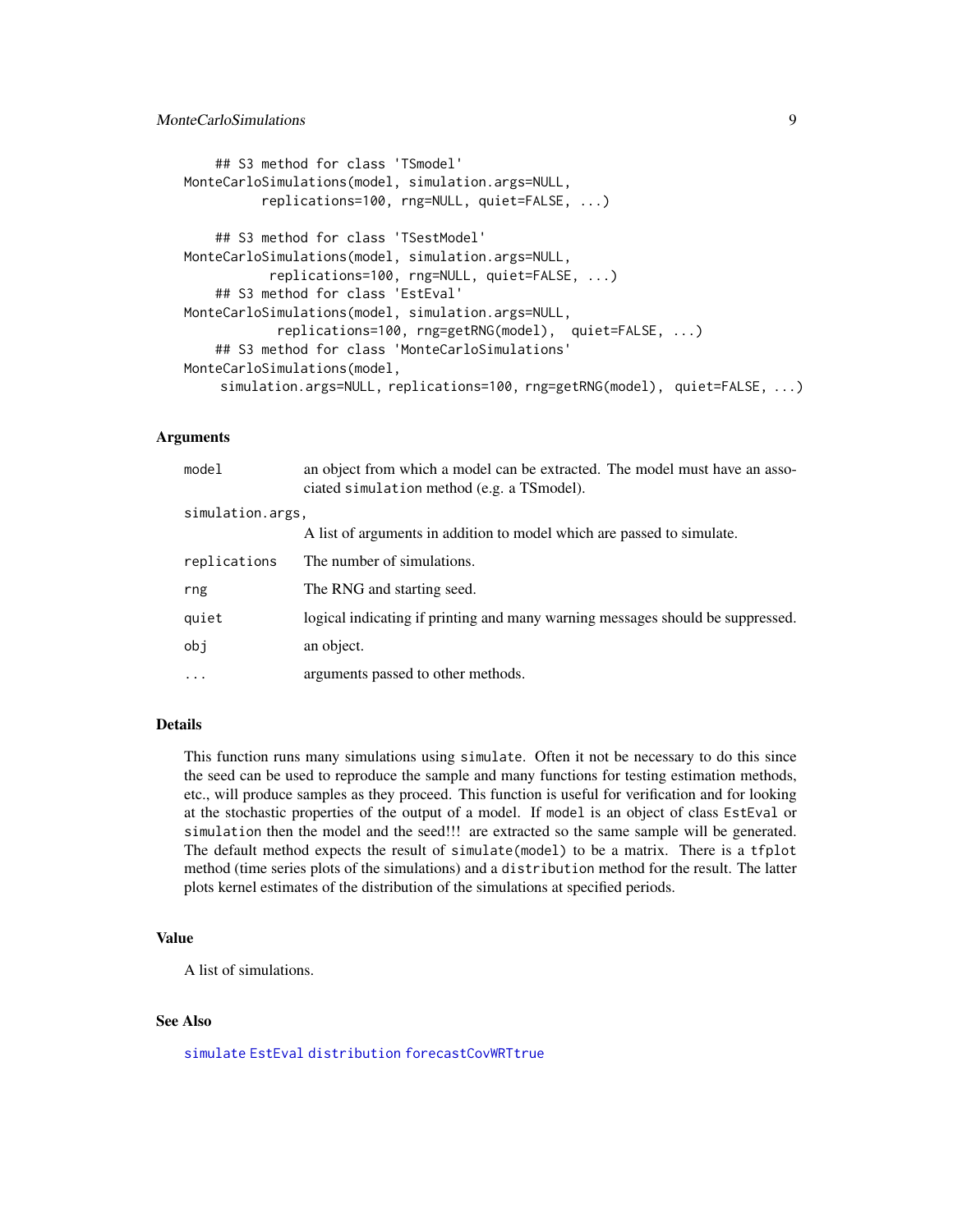```
    ## S3 method for class 'TSmodel'
MonteCarloSimulations(model, simulation.args=NULL,
         replications=100, rng=NULL, quiet=FALSE, ...)

    ## S3 method for class 'TSestModel'
MonteCarloSimulations(model, simulation.args=NULL,
          replications=100, rng=NULL, quiet=FALSE, ...)
    ## S3 method for class 'EstEval'
MonteCarloSimulations(model, simulation.args=NULL,
           replications=100, rng=getRNG(model),  quiet=FALSE, ...)
    ## S3 method for class 'MonteCarloSimulations'
MonteCarloSimulations(model,
     simulation.args=NULL, replications=100, rng=getRNG(model), quiet=FALSE, ...)
```

## Arguments

| | |
|---|---|
| `model` | an object from which a model can be extracted. The model must have an associated `simulation` method (e.g. a TSmodel). |
| `simulation.args`, | A list of arguments in addition to model which are passed to simulate. |
| `replications` | The number of simulations. |
| `rng` | The RNG and starting seed. |
| `quiet` | logical indicating if printing and many warning messages should be suppressed. |
| `obj` | an object. |
| `...` | arguments passed to other methods. |

## Details

This function runs many simulations using `simulate`. Often it not be necessary to do this since the seed can be used to reproduce the sample and many functions for testing estimation methods, etc., will produce samples as they proceed. This function is useful for verification and for looking at the stochastic properties of the output of a model. If `model` is an object of class `EstEval` or `simulation` then the model and the seed!!! are extracted so the same sample will be generated. The default method expects the result of `simulate(model)` to be a matrix. There is a `tfplot` method (time series plots of the simulations) and a `distribution` method for the result. The latter plots kernel estimates of the distribution of the simulations at specified periods.

## Value

A list of simulations.

## See Also

`simulate` `EstEval` `distribution` `forecastCovWRTtrue`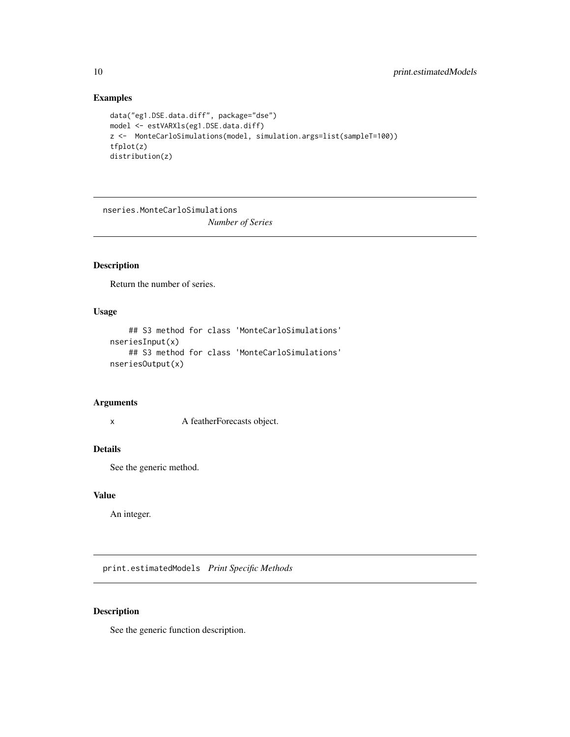## Examples

```
data("eg1.DSE.data.diff", package="dse")
model <- estVARXls(eg1.DSE.data.diff)
z <-  MonteCarloSimulations(model, simulation.args=list(sampleT=100))
tfplot(z)
distribution(z)
```

---

# nseries.MonteCarloSimulations *Number of Series*

## Description

Return the number of series.

## Usage

```
    ## S3 method for class 'MonteCarloSimulations'
nseriesInput(x)
    ## S3 method for class 'MonteCarloSimulations'
nseriesOutput(x)
```

## Arguments

| | |
|---|---|
| x | A featherForecasts object. |

## Details

See the generic method.

## Value

An integer.

---

# print.estimatedModels *Print Specific Methods*

## Description

See the generic function description.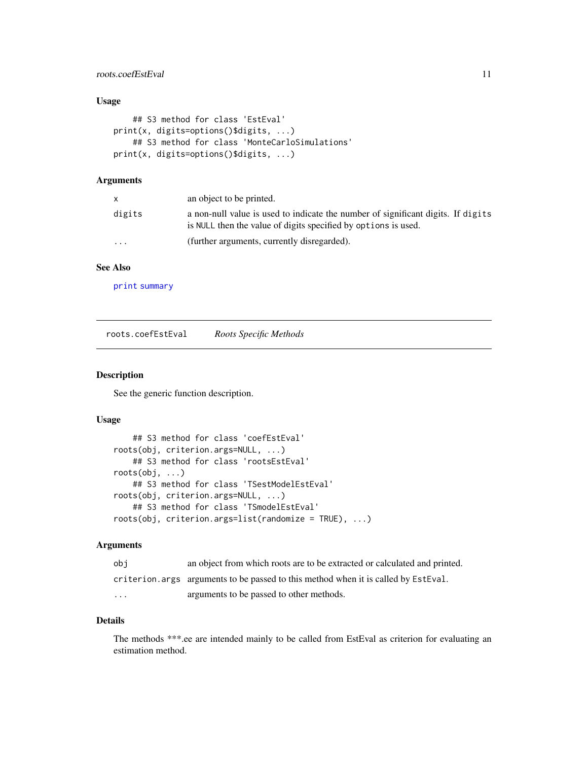### Usage

```
    ## S3 method for class 'EstEval'
print(x, digits=options()$digits, ...)
    ## S3 method for class 'MonteCarloSimulations'
print(x, digits=options()$digits, ...)
```

### Arguments

| | |
|---|---|
| `x` | an object to be printed. |
| `digits` | a non-null value is used to indicate the number of significant digits. If `digits` is `NULL` then the value of digits specified by `options` is used. |
| `...` | (further arguments, currently disregarded). |

### See Also

`print` `summary`

---

## roots.coefEstEval — *Roots Specific Methods*

### Description

See the generic function description.

### Usage

```
    ## S3 method for class 'coefEstEval'
roots(obj, criterion.args=NULL, ...)
    ## S3 method for class 'rootsEstEval'
roots(obj, ...)
    ## S3 method for class 'TSestModelEstEval'
roots(obj, criterion.args=NULL, ...)
    ## S3 method for class 'TSmodelEstEval'
roots(obj, criterion.args=list(randomize = TRUE), ...)
```

### Arguments

| | |
|---|---|
| `obj` | an object from which roots are to be extracted or calculated and printed. |
| `criterion.args` | arguments to be passed to this method when it is called by `EstEval`. |
| `...` | arguments to be passed to other methods. |

### Details

The methods ***.ee are intended mainly to be called from EstEval as criterion for evaluating an estimation method.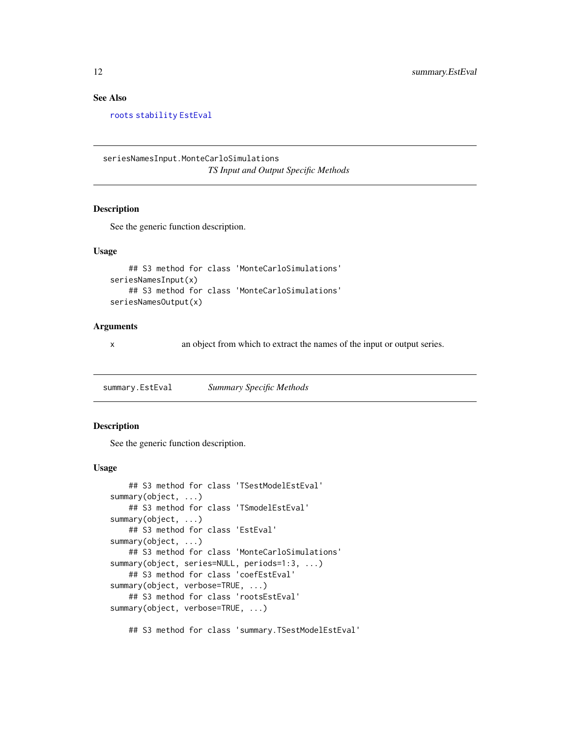### See Also

roots stability EstEval

---

## seriesNamesInput.MonteCarloSimulations *TS Input and Output Specific Methods*

### Description

See the generic function description.

### Usage

```
    ## S3 method for class 'MonteCarloSimulations'
seriesNamesInput(x)
    ## S3 method for class 'MonteCarloSimulations'
seriesNamesOutput(x)
```

### Arguments

| | |
|---|---|
| x | an object from which to extract the names of the input or output series. |

---

## summary.EstEval *Summary Specific Methods*

### Description

See the generic function description.

### Usage

```
    ## S3 method for class 'TSestModelEstEval'
summary(object, ...)
    ## S3 method for class 'TSmodelEstEval'
summary(object, ...)
    ## S3 method for class 'EstEval'
summary(object, ...)
    ## S3 method for class 'MonteCarloSimulations'
summary(object, series=NULL, periods=1:3, ...)
    ## S3 method for class 'coefEstEval'
summary(object, verbose=TRUE, ...)
    ## S3 method for class 'rootsEstEval'
summary(object, verbose=TRUE, ...)

    ## S3 method for class 'summary.TSestModelEstEval'
```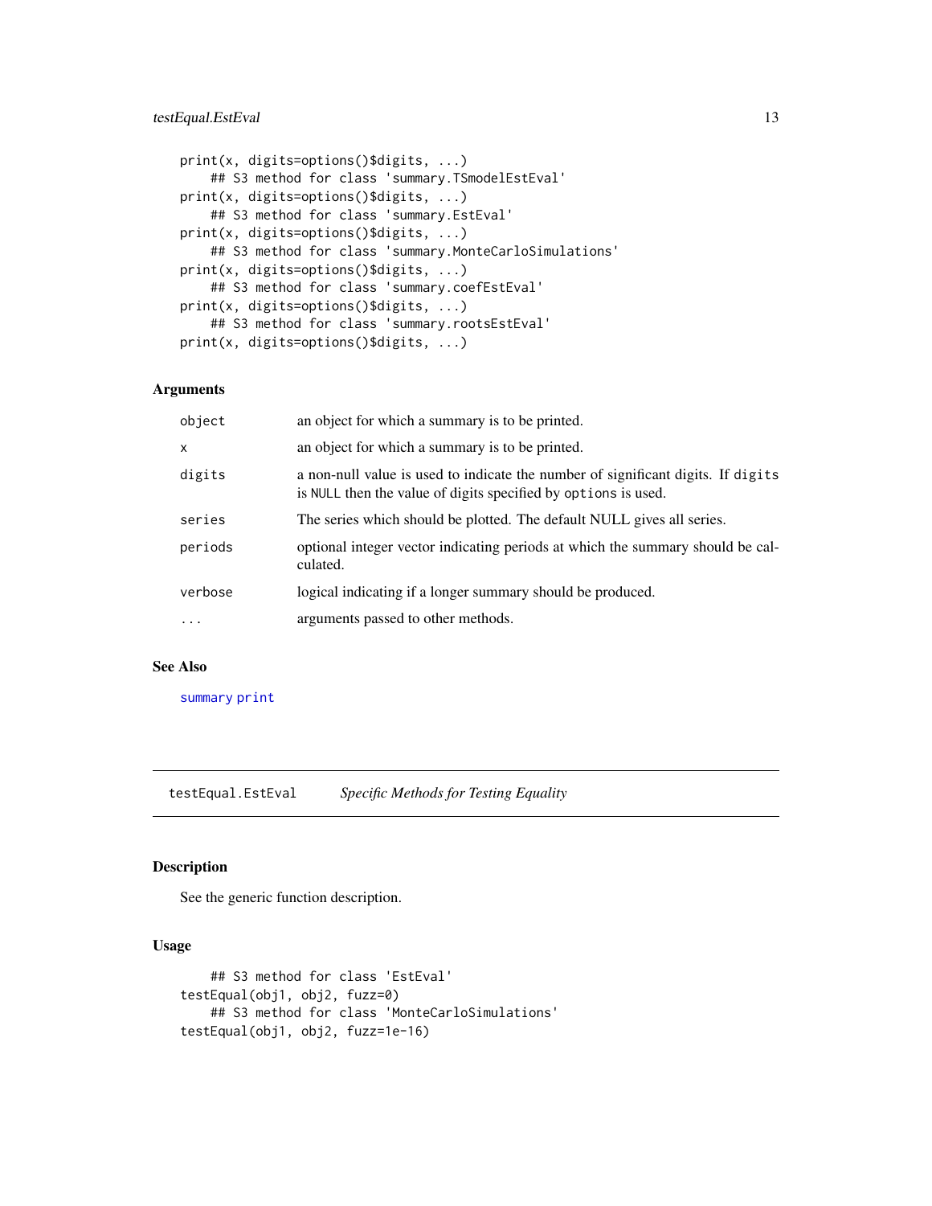```
print(x, digits=options()$digits, ...)
    ## S3 method for class 'summary.TSmodelEstEval'
print(x, digits=options()$digits, ...)
    ## S3 method for class 'summary.EstEval'
print(x, digits=options()$digits, ...)
    ## S3 method for class 'summary.MonteCarloSimulations'
print(x, digits=options()$digits, ...)
    ## S3 method for class 'summary.coefEstEval'
print(x, digits=options()$digits, ...)
    ## S3 method for class 'summary.rootsEstEval'
print(x, digits=options()$digits, ...)
```

### Arguments

| | |
|---|---|
| `object` | an object for which a summary is to be printed. |
| `x` | an object for which a summary is to be printed. |
| `digits` | a non-null value is used to indicate the number of significant digits. If `digits` is `NULL` then the value of digits specified by `options` is used. |
| `series` | The series which should be plotted. The default NULL gives all series. |
| `periods` | optional integer vector indicating periods at which the summary should be calculated. |
| `verbose` | logical indicating if a longer summary should be produced. |
| `...` | arguments passed to other methods. |

### See Also

`summary` `print`

---

## testEqual.EstEval — *Specific Methods for Testing Equality*

### Description

See the generic function description.

### Usage

```
    ## S3 method for class 'EstEval'
testEqual(obj1, obj2, fuzz=0)
    ## S3 method for class 'MonteCarloSimulations'
testEqual(obj1, obj2, fuzz=1e-16)
```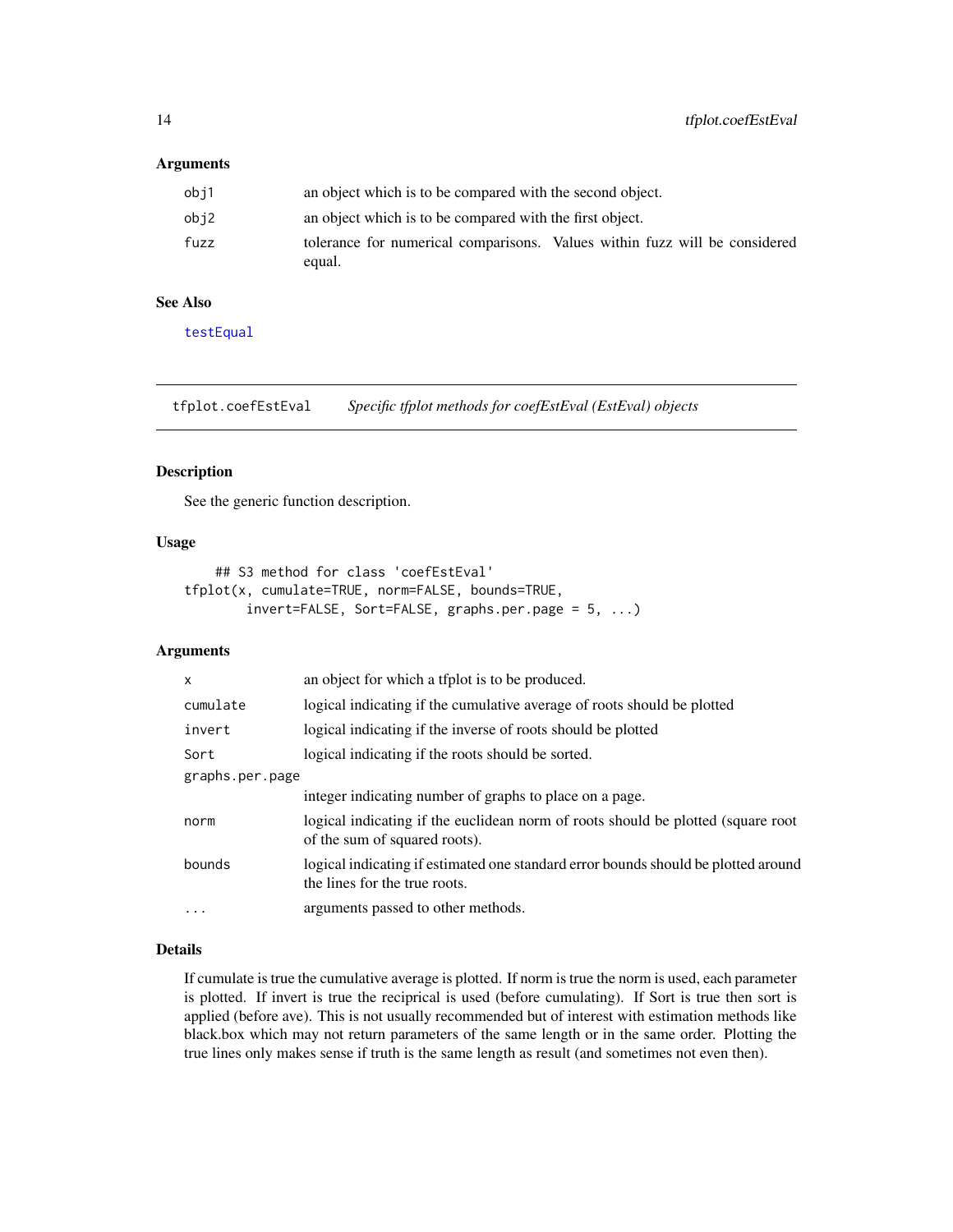### Arguments

| | |
|---|---|
| obj1 | an object which is to be compared with the second object. |
| obj2 | an object which is to be compared with the first object. |
| fuzz | tolerance for numerical comparisons. Values within fuzz will be considered equal. |

### See Also

testEqual

---

## tfplot.coefEstEval *Specific tfplot methods for coefEstEval (EstEval) objects*

---

### Description

See the generic function description.

### Usage

```
    ## S3 method for class 'coefEstEval'
tfplot(x, cumulate=TRUE, norm=FALSE, bounds=TRUE,
       invert=FALSE, Sort=FALSE, graphs.per.page = 5, ...)
```

### Arguments

| | |
|---|---|
| x | an object for which a tfplot is to be produced. |
| cumulate | logical indicating if the cumulative average of roots should be plotted |
| invert | logical indicating if the inverse of roots should be plotted |
| Sort | logical indicating if the roots should be sorted. |
| graphs.per.page | integer indicating number of graphs to place on a page. |
| norm | logical indicating if the euclidean norm of roots should be plotted (square root of the sum of squared roots). |
| bounds | logical indicating if estimated one standard error bounds should be plotted around the lines for the true roots. |
| ... | arguments passed to other methods. |

### Details

If cumulate is true the cumulative average is plotted. If norm is true the norm is used, each parameter is plotted. If invert is true the reciprical is used (before cumulating). If Sort is true then sort is applied (before ave). This is not usually recommended but of interest with estimation methods like black.box which may not return parameters of the same length or in the same order. Plotting the true lines only makes sense if truth is the same length as result (and sometimes not even then).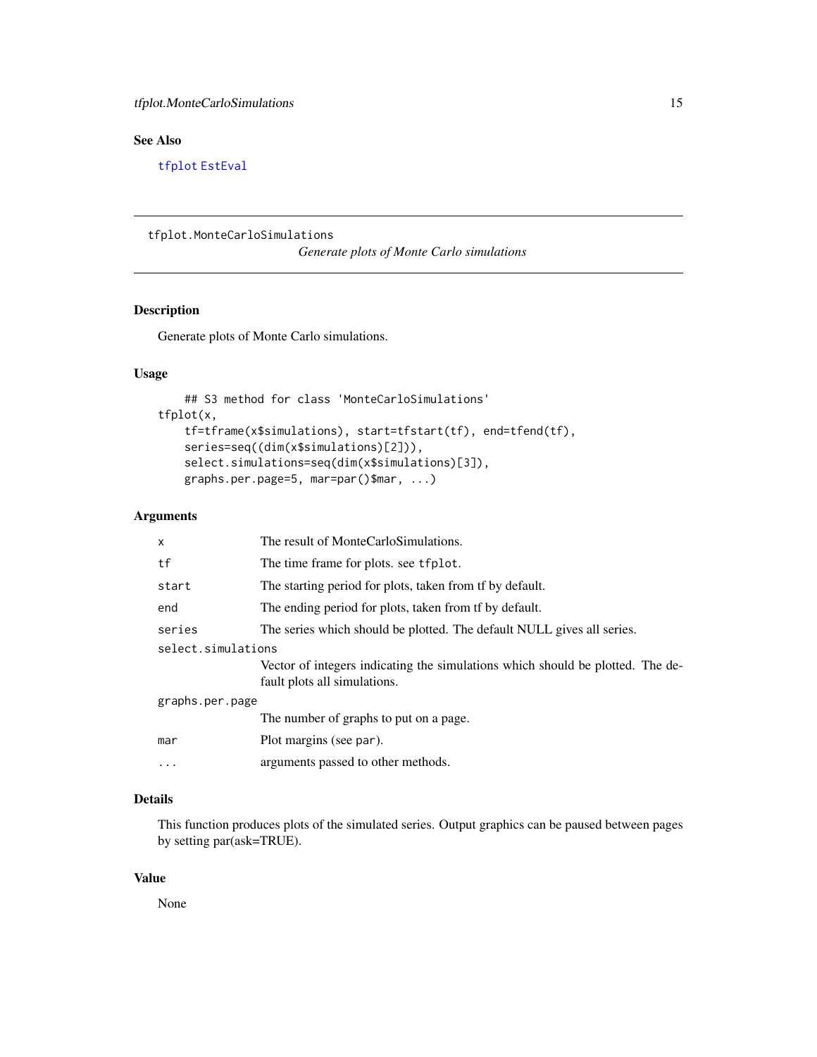## See Also

`tfplot` `EstEval`

---

`tfplot.MonteCarloSimulations`    *Generate plots of Monte Carlo simulations*

---

### Description

Generate plots of Monte Carlo simulations.

### Usage

```
    ## S3 method for class 'MonteCarloSimulations'
tfplot(x,
    tf=tframe(x$simulations), start=tfstart(tf), end=tfend(tf),
    series=seq((dim(x$simulations)[2])),
    select.simulations=seq(dim(x$simulations)[3]),
    graphs.per.page=5, mar=par()$mar, ...)
```

### Arguments

| | |
|---|---|
| `x` | The result of MonteCarloSimulations. |
| `tf` | The time frame for plots. see `tfplot`. |
| `start` | The starting period for plots, taken from tf by default. |
| `end` | The ending period for plots, taken from tf by default. |
| `series` | The series which should be plotted. The default NULL gives all series. |
| `select.simulations` | Vector of integers indicating the simulations which should be plotted. The default plots all simulations. |
| `graphs.per.page` | The number of graphs to put on a page. |
| `mar` | Plot margins (see `par`). |
| `...` | arguments passed to other methods. |

### Details

This function produces plots of the simulated series. Output graphics can be paused between pages by setting par(ask=TRUE).

### Value

None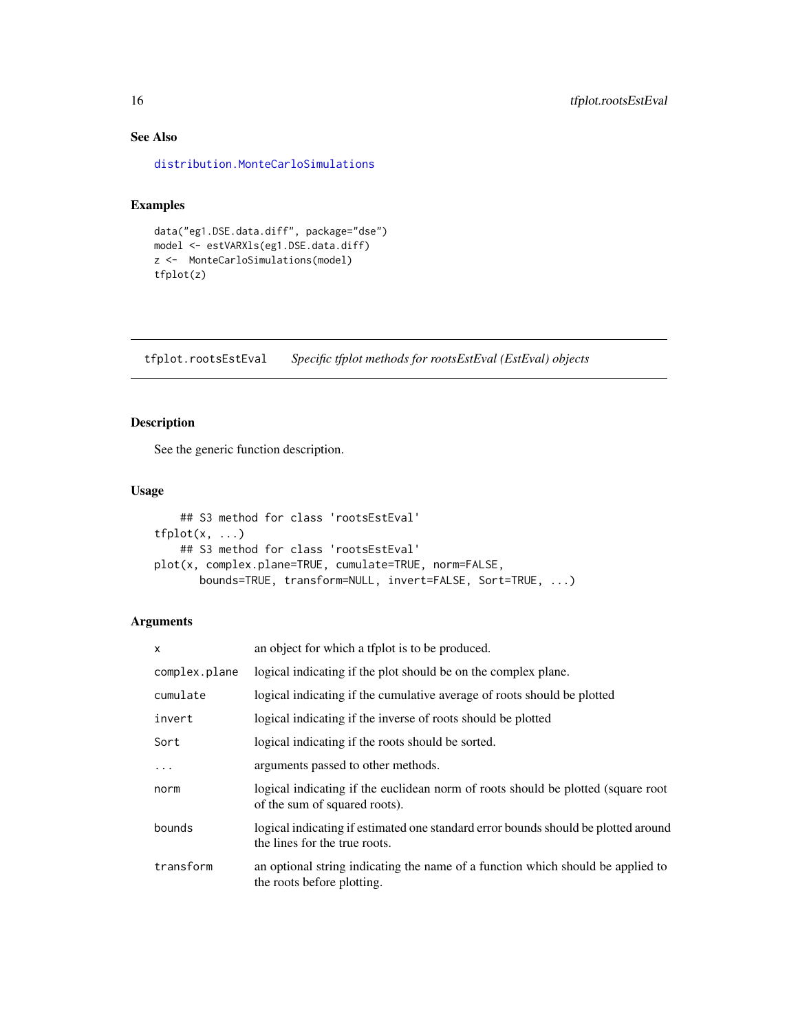### See Also

distribution.MonteCarloSimulations

### Examples

```
data("eg1.DSE.data.diff", package="dse")
model <- estVARXls(eg1.DSE.data.diff)
z <-  MonteCarloSimulations(model)
tfplot(z)
```

---

## tfplot.rootsEstEval    *Specific tfplot methods for rootsEstEval (EstEval) objects*

---

### Description

See the generic function description.

### Usage

```
    ## S3 method for class 'rootsEstEval'
tfplot(x, ...)
    ## S3 method for class 'rootsEstEval'
plot(x, complex.plane=TRUE, cumulate=TRUE, norm=FALSE,
      bounds=TRUE, transform=NULL, invert=FALSE, Sort=TRUE, ...)
```

### Arguments

| | |
|---|---|
| x | an object for which a tfplot is to be produced. |
| complex.plane | logical indicating if the plot should be on the complex plane. |
| cumulate | logical indicating if the cumulative average of roots should be plotted |
| invert | logical indicating if the inverse of roots should be plotted |
| Sort | logical indicating if the roots should be sorted. |
| ... | arguments passed to other methods. |
| norm | logical indicating if the euclidean norm of roots should be plotted (square root of the sum of squared roots). |
| bounds | logical indicating if estimated one standard error bounds should be plotted around the lines for the true roots. |
| transform | an optional string indicating the name of a function which should be applied to the roots before plotting. |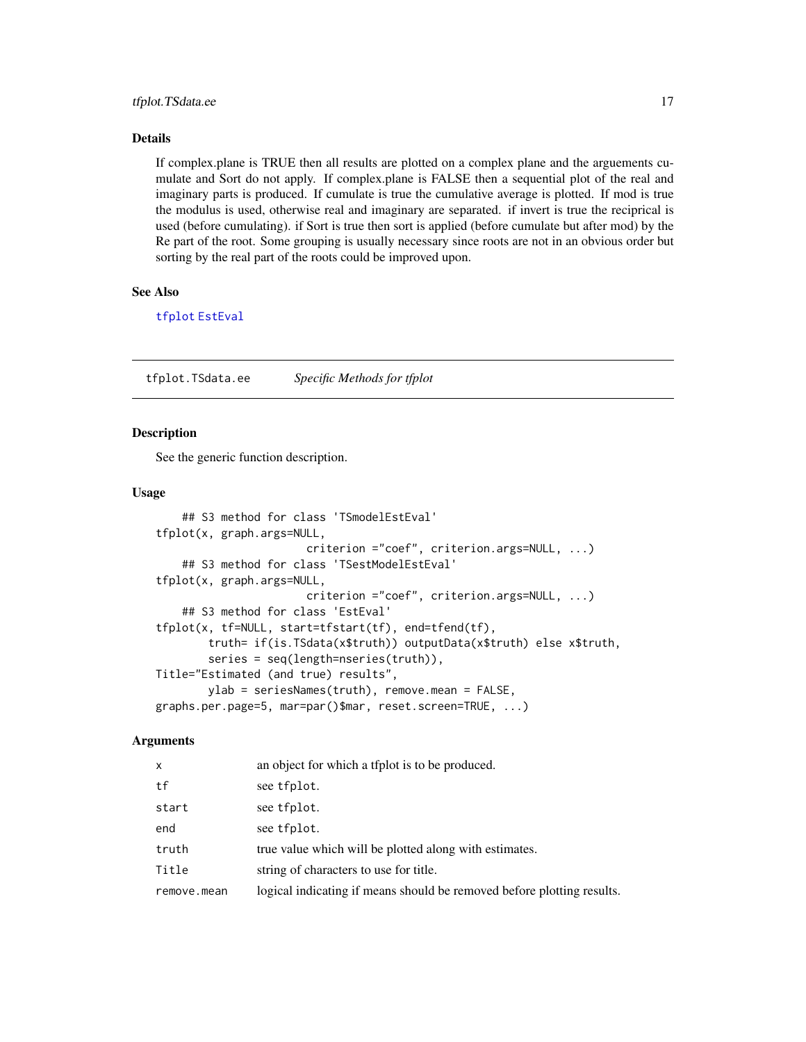### Details

If complex.plane is TRUE then all results are plotted on a complex plane and the arguements cumulate and Sort do not apply. If complex.plane is FALSE then a sequential plot of the real and imaginary parts is produced. If cumulate is true the cumulative average is plotted. If mod is true the modulus is used, otherwise real and imaginary are separated. if invert is true the reciprical is used (before cumulating). if Sort is true then sort is applied (before cumulate but after mod) by the Re part of the root. Some grouping is usually necessary since roots are not in an obvious order but sorting by the real part of the roots could be improved upon.

### See Also

`tfplot` `EstEval`

---

## tfplot.TSdata.ee — *Specific Methods for tfplot*

---

### Description

See the generic function description.

### Usage

```
    ## S3 method for class 'TSmodelEstEval'
tfplot(x, graph.args=NULL,
                       criterion ="coef", criterion.args=NULL, ...)
    ## S3 method for class 'TSestModelEstEval'
tfplot(x, graph.args=NULL,
                       criterion ="coef", criterion.args=NULL, ...)
    ## S3 method for class 'EstEval'
tfplot(x, tf=NULL, start=tfstart(tf), end=tfend(tf),
        truth= if(is.TSdata(x$truth)) outputData(x$truth) else x$truth,
        series = seq(length=nseries(truth)),
Title="Estimated (and true) results",
        ylab = seriesNames(truth), remove.mean = FALSE,
graphs.per.page=5, mar=par()$mar, reset.screen=TRUE, ...)
```

### Arguments

| | |
|---|---|
| `x` | an object for which a tfplot is to be produced. |
| `tf` | see `tfplot`. |
| `start` | see `tfplot`. |
| `end` | see `tfplot`. |
| `truth` | true value which will be plotted along with estimates. |
| `Title` | string of characters to use for title. |
| `remove.mean` | logical indicating if means should be removed before plotting results. |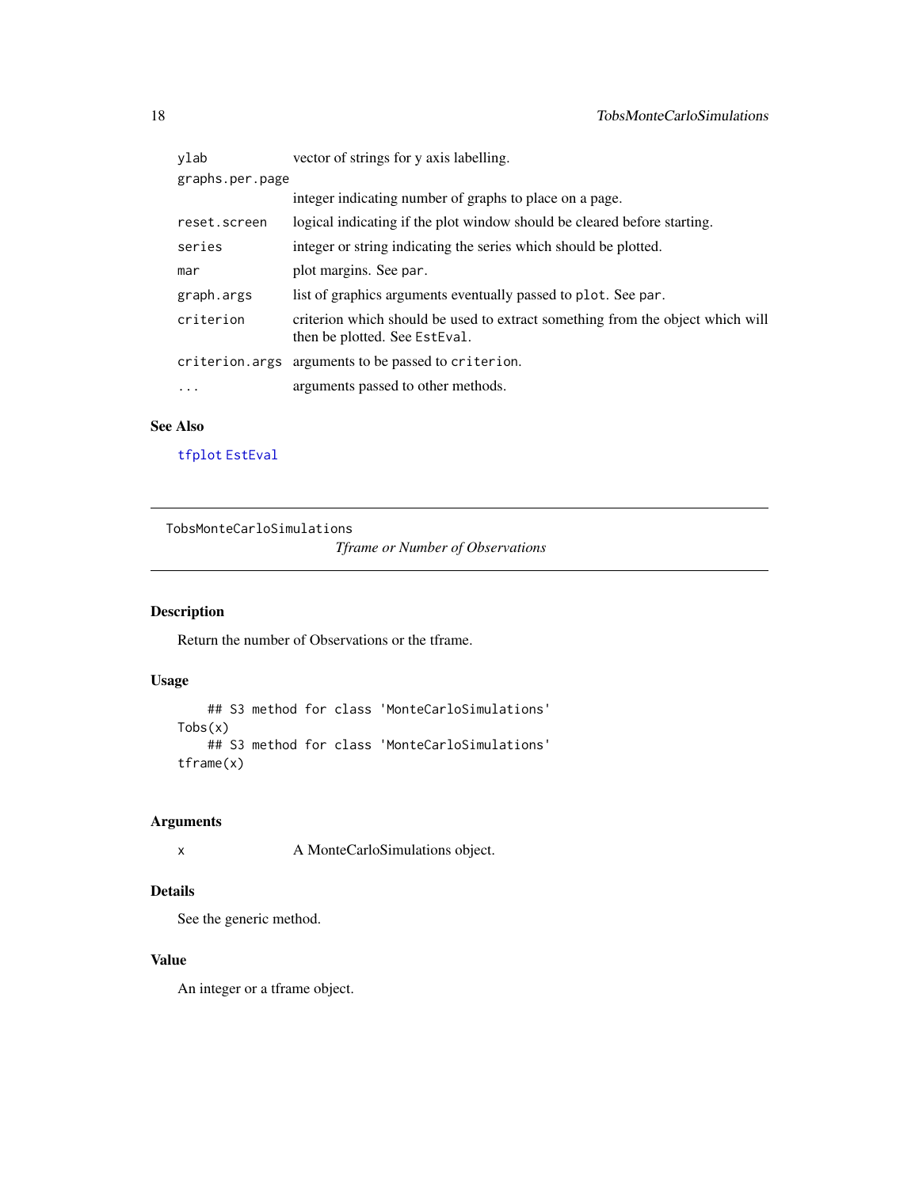| | |
|---|---|
| `ylab` | vector of strings for y axis labelling. |
| `graphs.per.page` | integer indicating number of graphs to place on a page. |
| `reset.screen` | logical indicating if the plot window should be cleared before starting. |
| `series` | integer or string indicating the series which should be plotted. |
| `mar` | plot margins. See `par`. |
| `graph.args` | list of graphics arguments eventually passed to `plot`. See `par`. |
| `criterion` | criterion which should be used to extract something from the object which will then be plotted. See `EstEval`. |
| `criterion.args` | arguments to be passed to `criterion`. |
| `...` | arguments passed to other methods. |

### See Also

`tfplot` `EstEval`

---

## TobsMonteCarloSimulations *Tframe or Number of Observations*

---

### Description

Return the number of Observations or the tframe.

### Usage

```
    ## S3 method for class 'MonteCarloSimulations'
Tobs(x)
    ## S3 method for class 'MonteCarloSimulations'
tframe(x)
```

### Arguments

| | |
|---|---|
| `x` | A MonteCarloSimulations object. |

### Details

See the generic method.

### Value

An integer or a tframe object.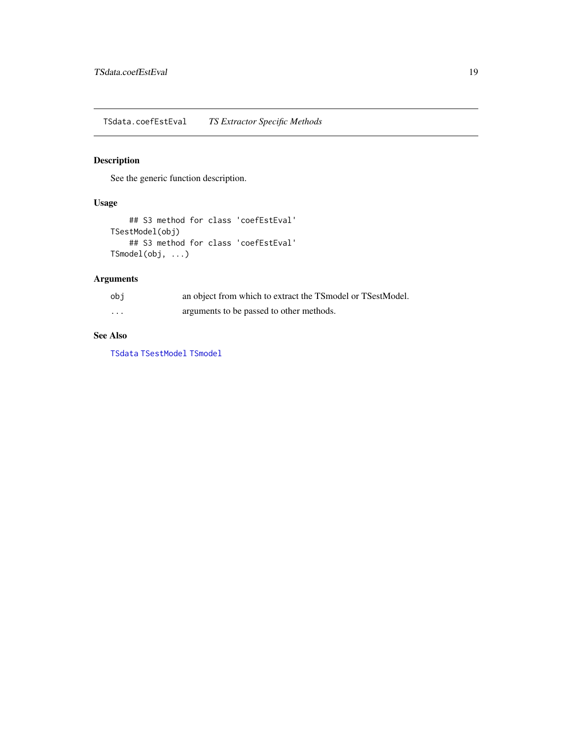# TSdata.coefEstEval — *TS Extractor Specific Methods*

## Description

See the generic function description.

## Usage

```
    ## S3 method for class 'coefEstEval'
TSestModel(obj)
    ## S3 method for class 'coefEstEval'
TSmodel(obj, ...)
```

## Arguments

| | |
|---|---|
| `obj` | an object from which to extract the TSmodel or TSestModel. |
| `...` | arguments to be passed to other methods. |

## See Also

`TSdata` `TSestModel` `TSmodel`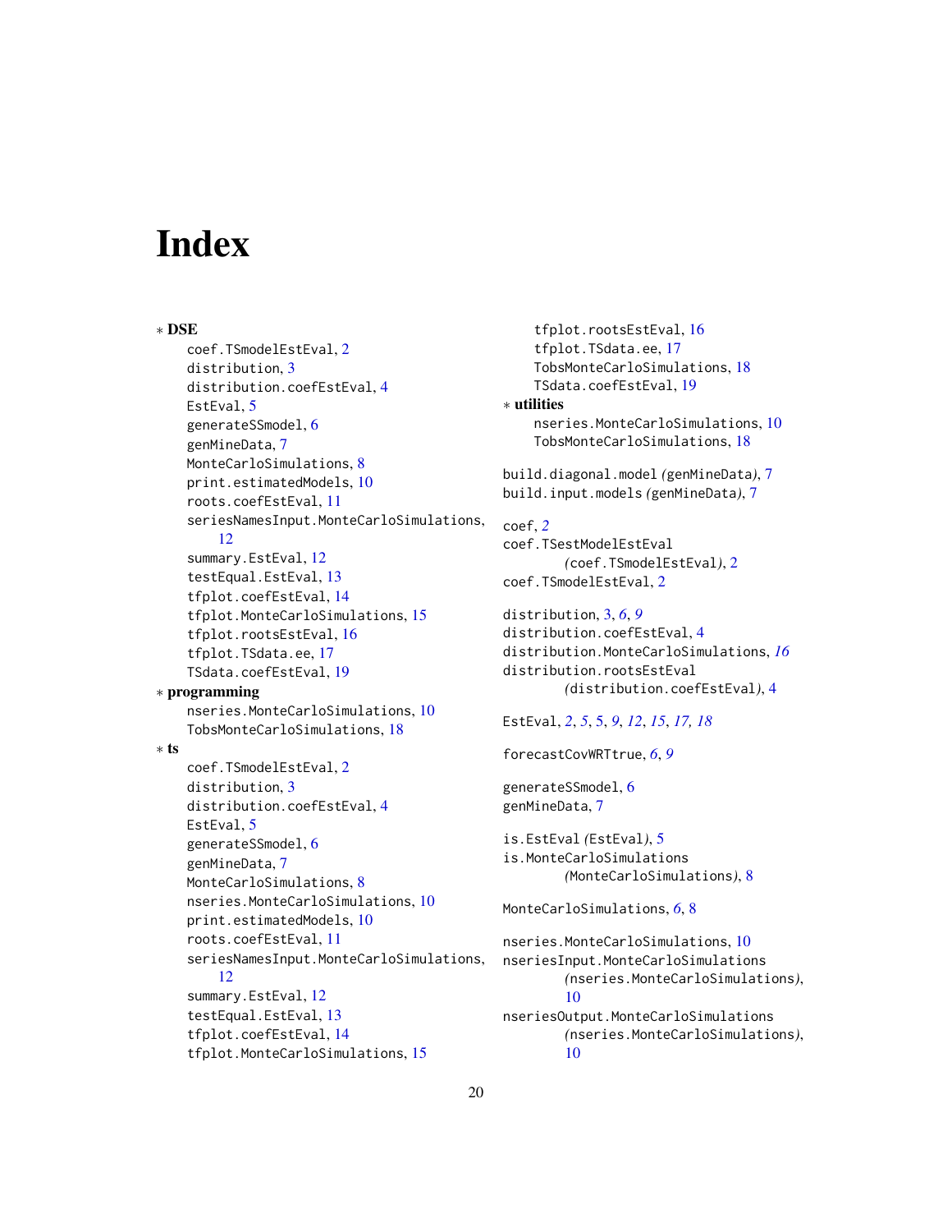# Index

* **DSE**
    - coef.TSmodelEstEval, 2
    - distribution, 3
    - distribution.coefEstEval, 4
    - EstEval, 5
    - generateSSmodel, 6
    - genMineData, 7
    - MonteCarloSimulations, 8
    - print.estimatedModels, 10
    - roots.coefEstEval, 11
    - seriesNamesInput.MonteCarloSimulations, 12
    - summary.EstEval, 12
    - testEqual.EstEval, 13
    - tfplot.coefEstEval, 14
    - tfplot.MonteCarloSimulations, 15
    - tfplot.rootsEstEval, 16
    - tfplot.TSdata.ee, 17
    - TSdata.coefEstEval, 19
* **programming**
    - nseries.MonteCarloSimulations, 10
    - TobsMonteCarloSimulations, 18
* **ts**
    - coef.TSmodelEstEval, 2
    - distribution, 3
    - distribution.coefEstEval, 4
    - EstEval, 5
    - generateSSmodel, 6
    - genMineData, 7
    - MonteCarloSimulations, 8
    - nseries.MonteCarloSimulations, 10
    - print.estimatedModels, 10
    - roots.coefEstEval, 11
    - seriesNamesInput.MonteCarloSimulations, 12
    - summary.EstEval, 12
    - testEqual.EstEval, 13
    - tfplot.coefEstEval, 14
    - tfplot.MonteCarloSimulations, 15
    - tfplot.rootsEstEval, 16
    - tfplot.TSdata.ee, 17
    - TobsMonteCarloSimulations, 18
    - TSdata.coefEstEval, 19
* **utilities**
    - nseries.MonteCarloSimulations, 10
    - TobsMonteCarloSimulations, 18

build.diagonal.model *(genMineData)*, 7
build.input.models *(genMineData)*, 7

coef, *2*
coef.TSestModelEstEval *(coef.TSmodelEstEval)*, 2
coef.TSmodelEstEval, 2

distribution, 3, *6*, *9*
distribution.coefEstEval, 4
distribution.MonteCarloSimulations, *16*
distribution.rootsEstEval *(distribution.coefEstEval)*, 4

EstEval, *2*, *5*, 5, *9*, *12*, *15*, *17*, *18*

forecastCovWRTtrue, *6*, *9*

generateSSmodel, 6
genMineData, 7

is.EstEval *(EstEval)*, 5
is.MonteCarloSimulations *(MonteCarloSimulations)*, 8

MonteCarloSimulations, *6*, 8

nseries.MonteCarloSimulations, 10
nseriesInput.MonteCarloSimulations *(nseries.MonteCarloSimulations)*, 10
nseriesOutput.MonteCarloSimulations *(nseries.MonteCarloSimulations)*, 10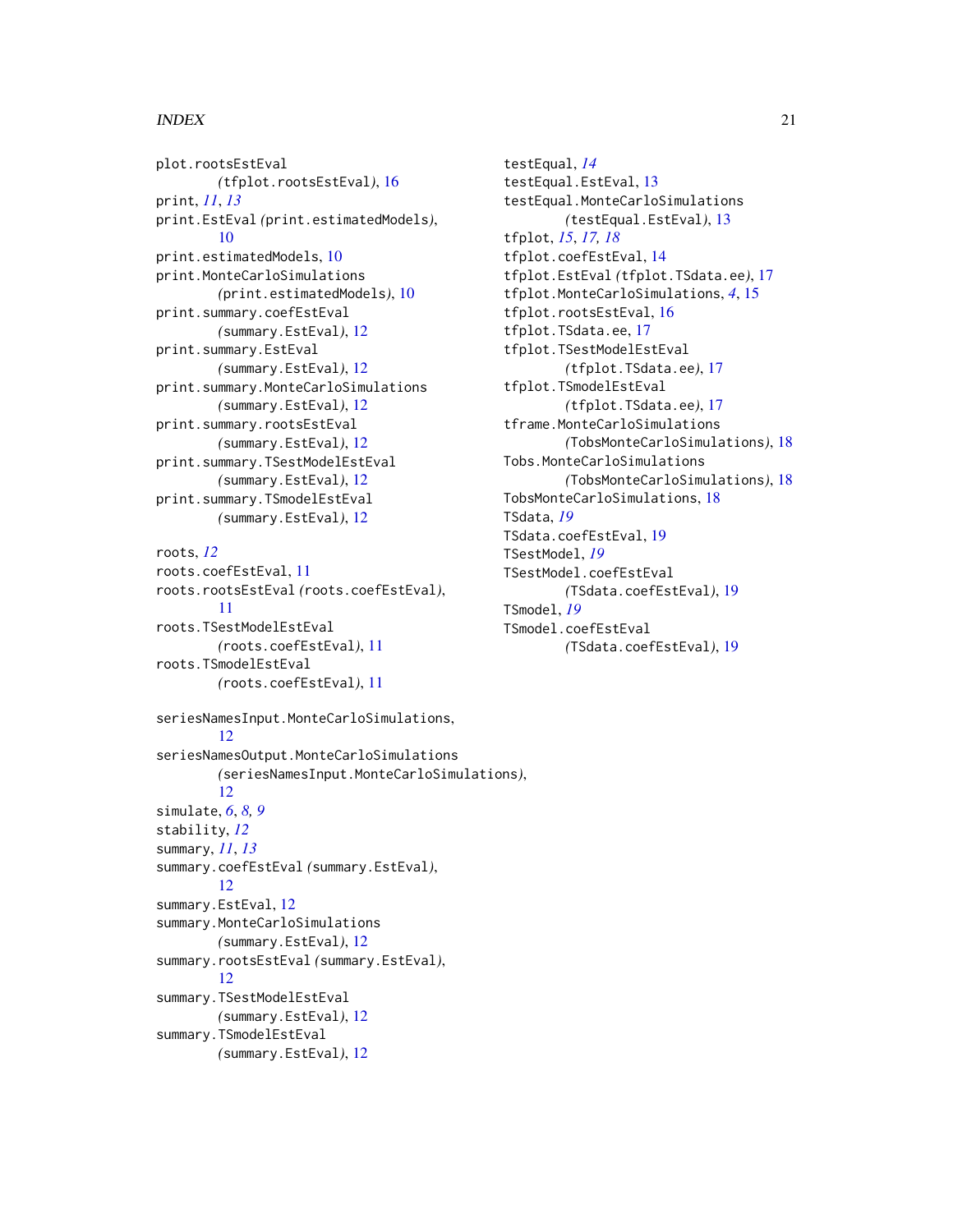plot.rootsEstEval
*(*tfplot.rootsEstEval*)*, 16
print, *11*, *13*
print.EstEval *(*print.estimatedModels*)*, 10
print.estimatedModels, 10
print.MonteCarloSimulations
*(*print.estimatedModels*)*, 10
print.summary.coefEstEval
*(*summary.EstEval*)*, 12
print.summary.EstEval
*(*summary.EstEval*)*, 12
print.summary.MonteCarloSimulations
*(*summary.EstEval*)*, 12
print.summary.rootsEstEval
*(*summary.EstEval*)*, 12
print.summary.TSestModelEstEval
*(*summary.EstEval*)*, 12
print.summary.TSmodelEstEval
*(*summary.EstEval*)*, 12

roots, *12*
roots.coefEstEval, 11
roots.rootsEstEval *(*roots.coefEstEval*)*, 11
roots.TSestModelEstEval
*(*roots.coefEstEval*)*, 11
roots.TSmodelEstEval
*(*roots.coefEstEval*)*, 11

seriesNamesInput.MonteCarloSimulations, 12
seriesNamesOutput.MonteCarloSimulations
*(*seriesNamesInput.MonteCarloSimulations*)*, 12
simulate, *6*, *8, 9*
stability, *12*
summary, *11*, *13*
summary.coefEstEval *(*summary.EstEval*)*, 12
summary.EstEval, 12
summary.MonteCarloSimulations
*(*summary.EstEval*)*, 12
summary.rootsEstEval *(*summary.EstEval*)*, 12
summary.TSestModelEstEval
*(*summary.EstEval*)*, 12
summary.TSmodelEstEval
*(*summary.EstEval*)*, 12

testEqual, *14*
testEqual.EstEval, 13
testEqual.MonteCarloSimulations
*(*testEqual.EstEval*)*, 13
tfplot, *15*, *17, 18*
tfplot.coefEstEval, 14
tfplot.EstEval *(*tfplot.TSdata.ee*)*, 17
tfplot.MonteCarloSimulations, *4*, 15
tfplot.rootsEstEval, 16
tfplot.TSdata.ee, 17
tfplot.TSestModelEstEval
*(*tfplot.TSdata.ee*)*, 17
tfplot.TSmodelEstEval
*(*tfplot.TSdata.ee*)*, 17
tframe.MonteCarloSimulations
*(*TobsMonteCarloSimulations*)*, 18
Tobs.MonteCarloSimulations
*(*TobsMonteCarloSimulations*)*, 18
TobsMonteCarloSimulations, 18
TSdata, *19*
TSdata.coefEstEval, 19
TSestModel, *19*
TSestModel.coefEstEval
*(*TSdata.coefEstEval*)*, 19
TSmodel, *19*
TSmodel.coefEstEval
*(*TSdata.coefEstEval*)*, 19